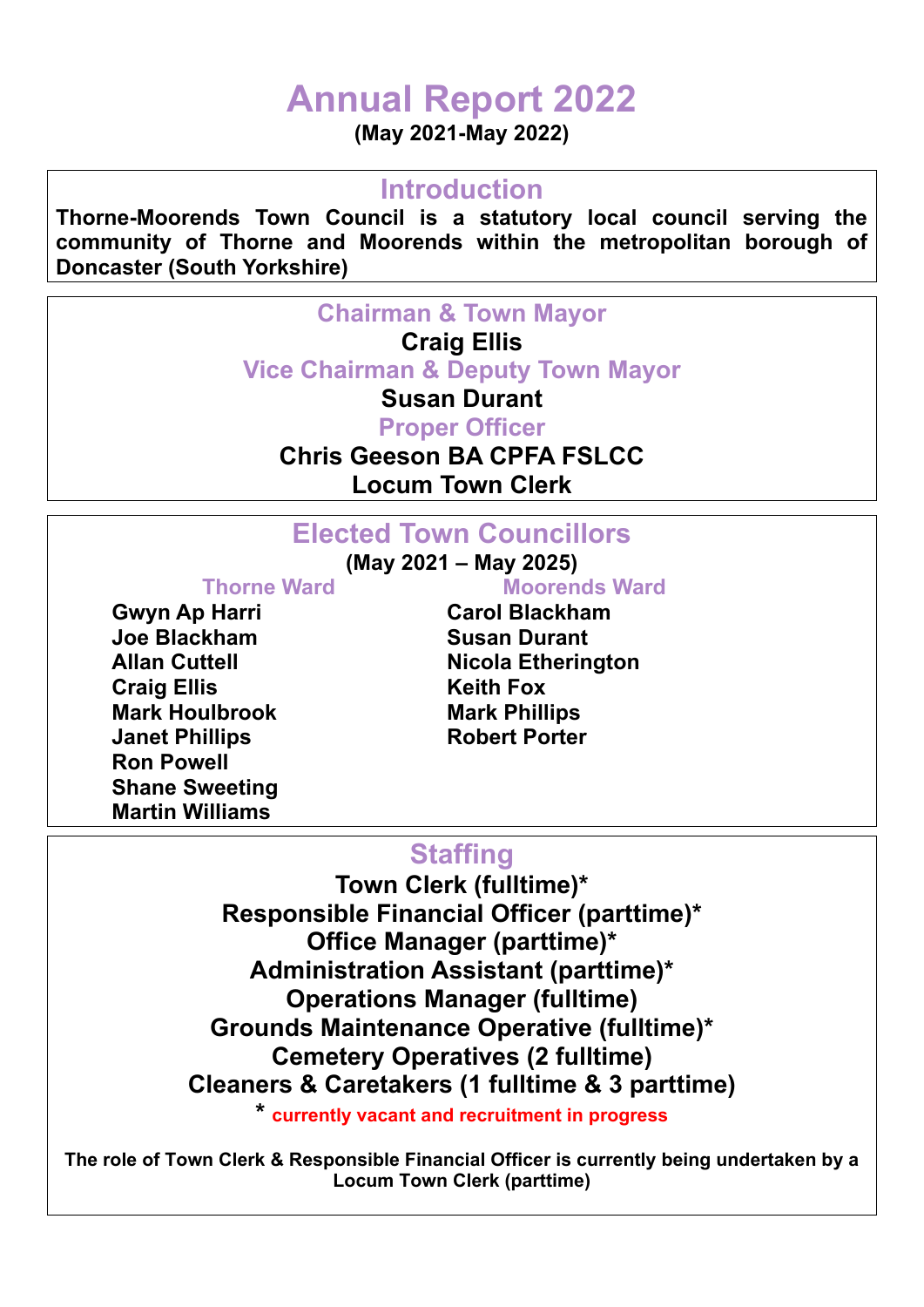# Annual Report 2022

**(May 2021-May 2022)**

## Introduction

**Thorne-Moorends Town Council is a statutory local council serving the community of Thorne and Moorends within the metropolitan borough of Doncaster (South Yorkshire)**

## Chairman & Town Mayor

**Craig Ellis**

## Vice Chairman & Deputy Town Mayor

**Susan Durant**

## Proper Officer

**Chris Geeson BA CPFA FSLCC**
**Locum Town Clerk**

## Elected Town Councillors

**(May 2021 – May 2025)**

### Thorne Ward

- **Gwyn Ap Harri**
- **Joe Blackham**
- **Allan Cuttell**
- **Craig Ellis**
- **Mark Houlbrook**
- **Janet Phillips**
- **Ron Powell**
- **Shane Sweeting**
- **Martin Williams**

### Moorends Ward

- **Carol Blackham**
- **Susan Durant**
- **Nicola Etherington**
- **Keith Fox**
- **Mark Phillips**
- **Robert Porter**

## Staffing

**Town Clerk (fulltime)***
**Responsible Financial Officer (parttime)***
**Office Manager (parttime)***
**Administration Assistant (parttime)***
**Operations Manager (fulltime)**
**Grounds Maintenance Operative (fulltime)***
**Cemetery Operatives (2 fulltime)**
**Cleaners & Caretakers (1 fulltime & 3 parttime)**

*** currently vacant and recruitment in progress**

**The role of Town Clerk & Responsible Financial Officer is currently being undertaken by a Locum Town Clerk (parttime)**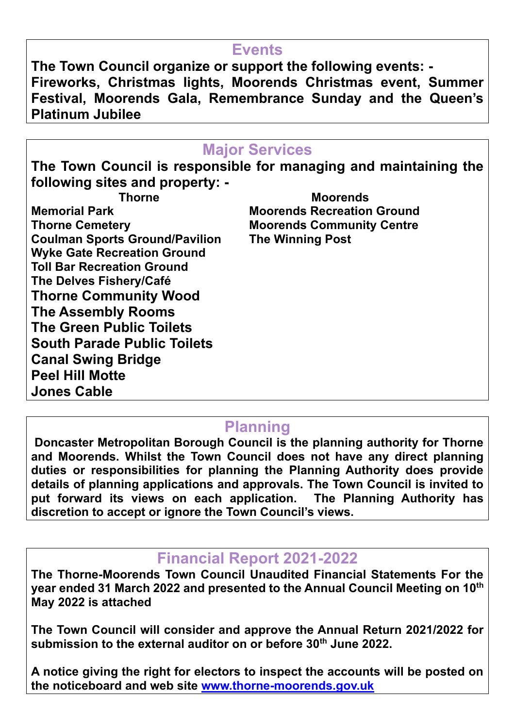## Events

**The Town Council organize or support the following events: - Fireworks, Christmas lights, Moorends Christmas event, Summer Festival, Moorends Gala, Remembrance Sunday and the Queen's Platinum Jubilee**

## Major Services

**The Town Council is responsible for managing and maintaining the following sites and property: -**

| Thorne | Moorends |
|---|---|
| **Memorial Park** | **Moorends Recreation Ground** |
| **Thorne Cemetery** | **Moorends Community Centre** |
| **Coulman Sports Ground/Pavilion** | **The Winning Post** |
| **Wyke Gate Recreation Ground** | |
| **Toll Bar Recreation Ground** | |
| **The Delves Fishery/Café** | |
| **Thorne Community Wood** | |
| **The Assembly Rooms** | |
| **The Green Public Toilets** | |
| **South Parade Public Toilets** | |
| **Canal Swing Bridge** | |
| **Peel Hill Motte** | |
| **Jones Cable** | |

## Planning

**Doncaster Metropolitan Borough Council is the planning authority for Thorne and Moorends. Whilst the Town Council does not have any direct planning duties or responsibilities for planning the Planning Authority does provide details of planning applications and approvals. The Town Council is invited to put forward its views on each application. The Planning Authority has discretion to accept or ignore the Town Council's views.**

## Financial Report 2021-2022

**The Thorne-Moorends Town Council Unaudited Financial Statements For the year ended 31 March 2022 and presented to the Annual Council Meeting on 10th May 2022 is attached**

**The Town Council will consider and approve the Annual Return 2021/2022 for submission to the external auditor on or before 30th June 2022.**

**A notice giving the right for electors to inspect the accounts will be posted on the noticeboard and web site [www.thorne-moorends.gov.uk](http://www.thorne-moorends.gov.uk)**